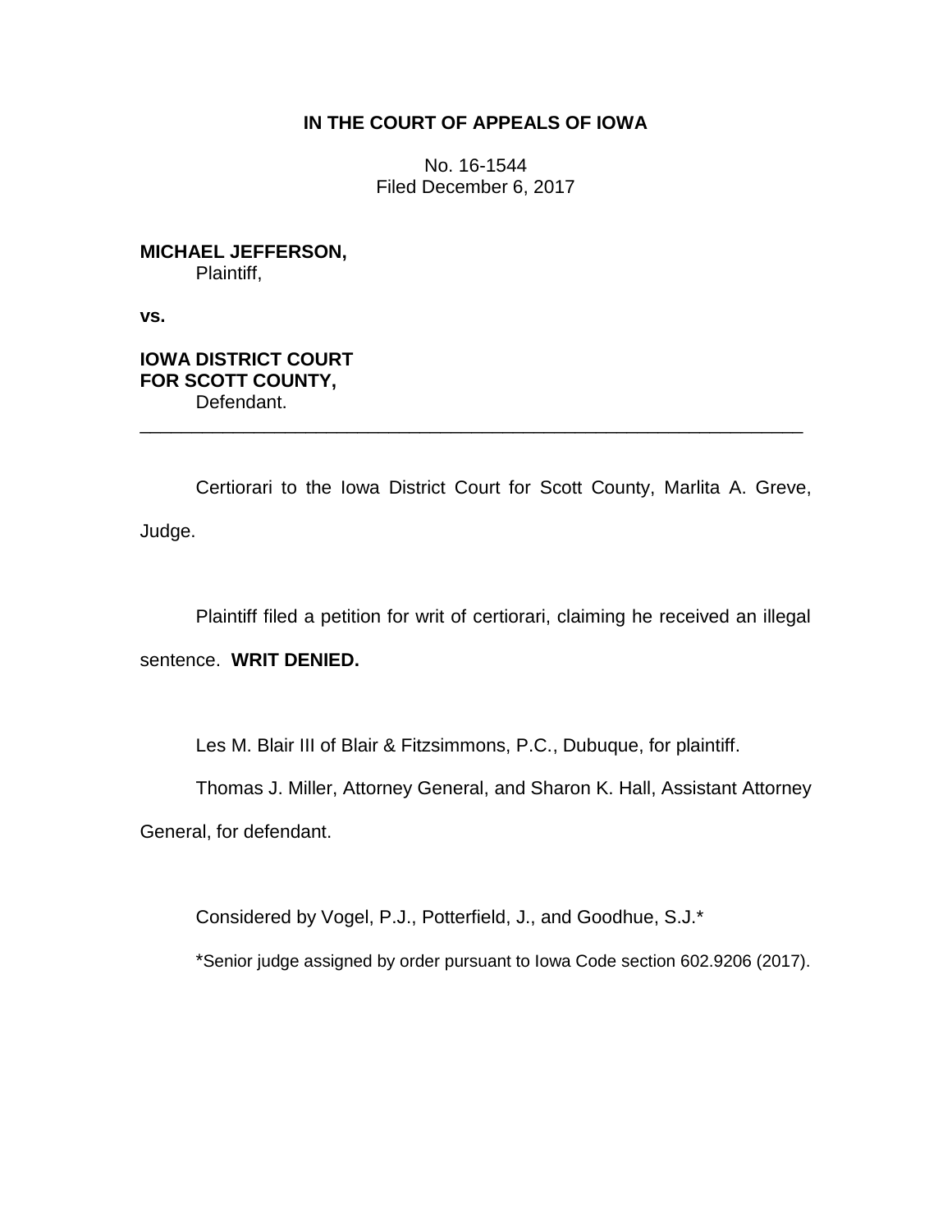**IN THE COURT OF APPEALS OF IOWA**

No. 16-1544
Filed December 6, 2017

**MICHAEL JEFFERSON,**
Plaintiff,

**vs.**

**IOWA DISTRICT COURT FOR SCOTT COUNTY,**
Defendant.

---

Certiorari to the Iowa District Court for Scott County, Marlita A. Greve, Judge.

Plaintiff filed a petition for writ of certiorari, claiming he received an illegal sentence. **WRIT DENIED.**

Les M. Blair III of Blair & Fitzsimmons, P.C., Dubuque, for plaintiff.

Thomas J. Miller, Attorney General, and Sharon K. Hall, Assistant Attorney General, for defendant.

Considered by Vogel, P.J., Potterfield, J., and Goodhue, S.J.*

*Senior judge assigned by order pursuant to Iowa Code section 602.9206 (2017).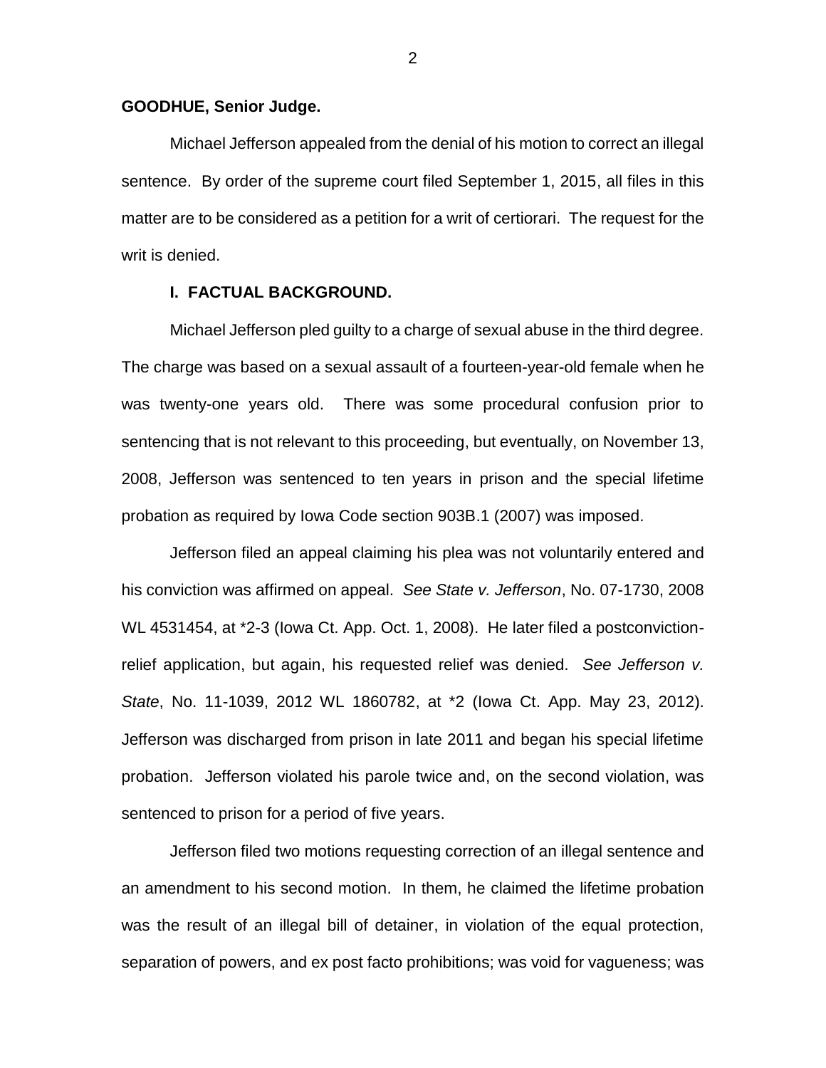**GOODHUE, Senior Judge.**

Michael Jefferson appealed from the denial of his motion to correct an illegal sentence. By order of the supreme court filed September 1, 2015, all files in this matter are to be considered as a petition for a writ of certiorari. The request for the writ is denied.

## I. FACTUAL BACKGROUND.

Michael Jefferson pled guilty to a charge of sexual abuse in the third degree. The charge was based on a sexual assault of a fourteen-year-old female when he was twenty-one years old. There was some procedural confusion prior to sentencing that is not relevant to this proceeding, but eventually, on November 13, 2008, Jefferson was sentenced to ten years in prison and the special lifetime probation as required by Iowa Code section 903B.1 (2007) was imposed.

Jefferson filed an appeal claiming his plea was not voluntarily entered and his conviction was affirmed on appeal. *See State v. Jefferson*, No. 07-1730, 2008 WL 4531454, at *2-3 (Iowa Ct. App. Oct. 1, 2008). He later filed a postconviction-relief application, but again, his requested relief was denied. *See Jefferson v. State*, No. 11-1039, 2012 WL 1860782, at *2 (Iowa Ct. App. May 23, 2012). Jefferson was discharged from prison in late 2011 and began his special lifetime probation. Jefferson violated his parole twice and, on the second violation, was sentenced to prison for a period of five years.

Jefferson filed two motions requesting correction of an illegal sentence and an amendment to his second motion. In them, he claimed the lifetime probation was the result of an illegal bill of detainer, in violation of the equal protection, separation of powers, and ex post facto prohibitions; was void for vagueness; was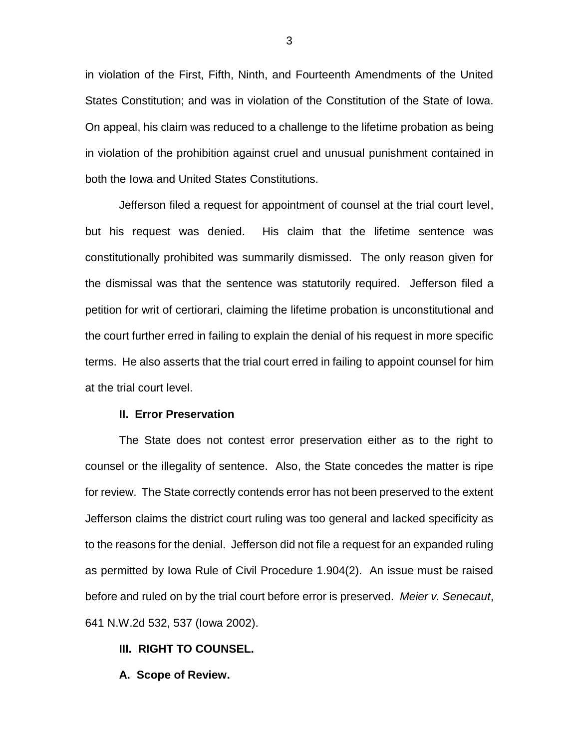in violation of the First, Fifth, Ninth, and Fourteenth Amendments of the United States Constitution; and was in violation of the Constitution of the State of Iowa. On appeal, his claim was reduced to a challenge to the lifetime probation as being in violation of the prohibition against cruel and unusual punishment contained in both the Iowa and United States Constitutions.

Jefferson filed a request for appointment of counsel at the trial court level, but his request was denied. His claim that the lifetime sentence was constitutionally prohibited was summarily dismissed. The only reason given for the dismissal was that the sentence was statutorily required. Jefferson filed a petition for writ of certiorari, claiming the lifetime probation is unconstitutional and the court further erred in failing to explain the denial of his request in more specific terms. He also asserts that the trial court erred in failing to appoint counsel for him at the trial court level.

**II. Error Preservation**

The State does not contest error preservation either as to the right to counsel or the illegality of sentence. Also, the State concedes the matter is ripe for review. The State correctly contends error has not been preserved to the extent Jefferson claims the district court ruling was too general and lacked specificity as to the reasons for the denial. Jefferson did not file a request for an expanded ruling as permitted by Iowa Rule of Civil Procedure 1.904(2). An issue must be raised before and ruled on by the trial court before error is preserved. *Meier v. Senecaut*, 641 N.W.2d 532, 537 (Iowa 2002).

**III. RIGHT TO COUNSEL.**

**A. Scope of Review.**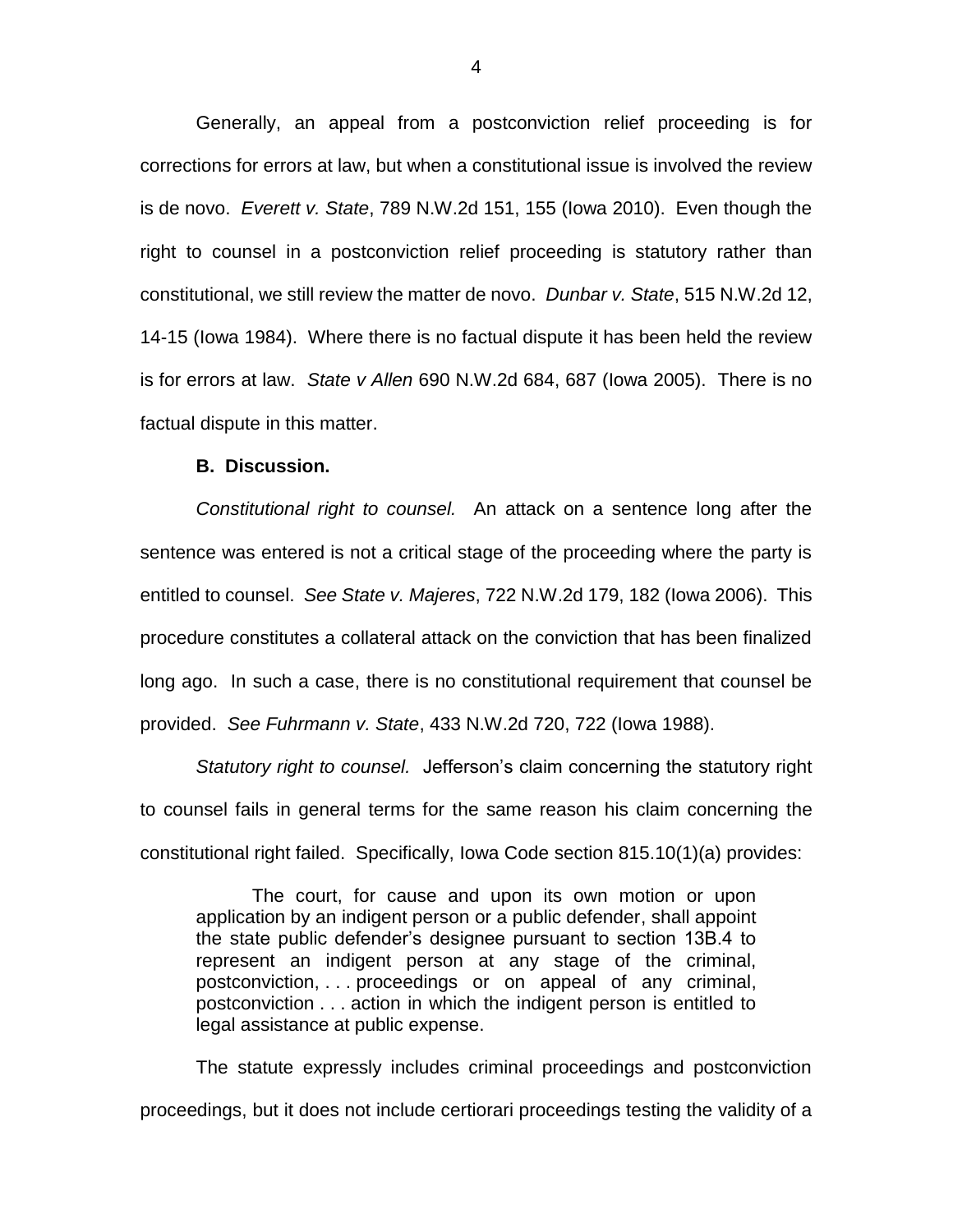Generally, an appeal from a postconviction relief proceeding is for corrections for errors at law, but when a constitutional issue is involved the review is de novo. *Everett v. State*, 789 N.W.2d 151, 155 (Iowa 2010). Even though the right to counsel in a postconviction relief proceeding is statutory rather than constitutional, we still review the matter de novo. *Dunbar v. State*, 515 N.W.2d 12, 14-15 (Iowa 1984). Where there is no factual dispute it has been held the review is for errors at law. *State v Allen* 690 N.W.2d 684, 687 (Iowa 2005). There is no factual dispute in this matter.

**B. Discussion.**

*Constitutional right to counsel.* An attack on a sentence long after the sentence was entered is not a critical stage of the proceeding where the party is entitled to counsel. *See State v. Majeres*, 722 N.W.2d 179, 182 (Iowa 2006). This procedure constitutes a collateral attack on the conviction that has been finalized long ago. In such a case, there is no constitutional requirement that counsel be provided. *See Fuhrmann v. State*, 433 N.W.2d 720, 722 (Iowa 1988).

*Statutory right to counsel.* Jefferson's claim concerning the statutory right to counsel fails in general terms for the same reason his claim concerning the constitutional right failed. Specifically, Iowa Code section 815.10(1)(a) provides:

> The court, for cause and upon its own motion or upon application by an indigent person or a public defender, shall appoint the state public defender's designee pursuant to section 13B.4 to represent an indigent person at any stage of the criminal, postconviction, . . . proceedings or on appeal of any criminal, postconviction . . . action in which the indigent person is entitled to legal assistance at public expense.

The statute expressly includes criminal proceedings and postconviction proceedings, but it does not include certiorari proceedings testing the validity of a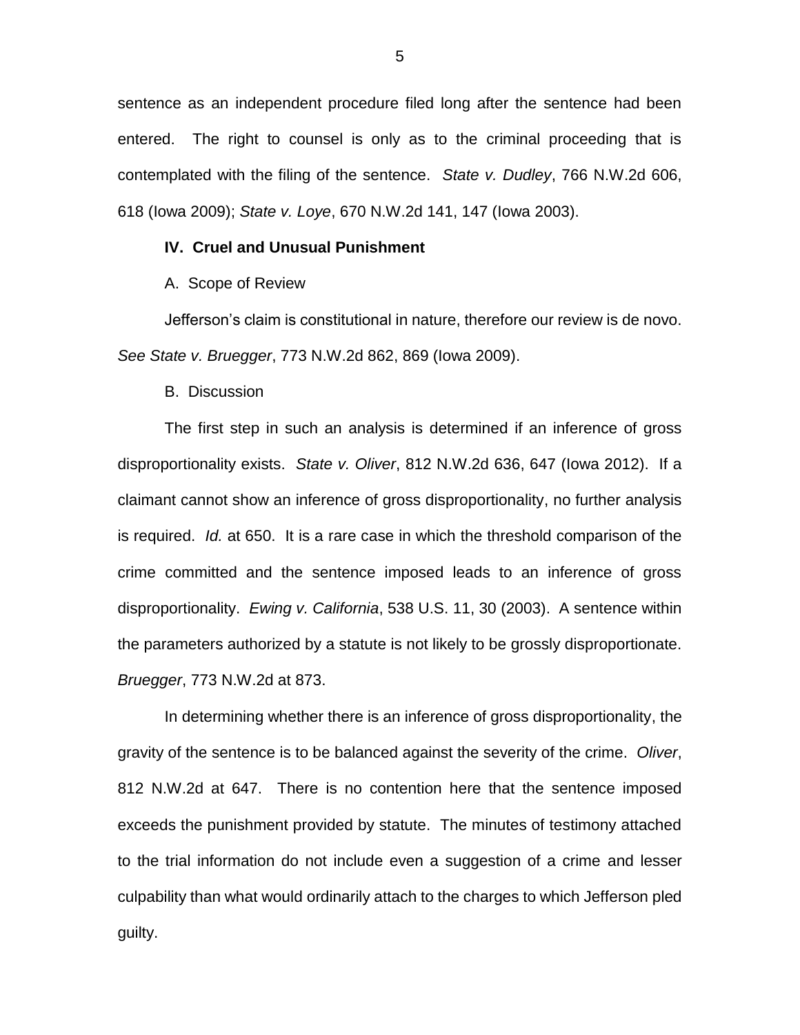sentence as an independent procedure filed long after the sentence had been entered. The right to counsel is only as to the criminal proceeding that is contemplated with the filing of the sentence. *State v. Dudley*, 766 N.W.2d 606, 618 (Iowa 2009); *State v. Loye*, 670 N.W.2d 141, 147 (Iowa 2003).

**IV. Cruel and Unusual Punishment**

A. Scope of Review

Jefferson's claim is constitutional in nature, therefore our review is de novo. *See State v. Bruegger*, 773 N.W.2d 862, 869 (Iowa 2009).

B. Discussion

The first step in such an analysis is determined if an inference of gross disproportionality exists. *State v. Oliver*, 812 N.W.2d 636, 647 (Iowa 2012). If a claimant cannot show an inference of gross disproportionality, no further analysis is required. *Id.* at 650. It is a rare case in which the threshold comparison of the crime committed and the sentence imposed leads to an inference of gross disproportionality. *Ewing v. California*, 538 U.S. 11, 30 (2003). A sentence within the parameters authorized by a statute is not likely to be grossly disproportionate. *Bruegger*, 773 N.W.2d at 873.

In determining whether there is an inference of gross disproportionality, the gravity of the sentence is to be balanced against the severity of the crime. *Oliver*, 812 N.W.2d at 647. There is no contention here that the sentence imposed exceeds the punishment provided by statute. The minutes of testimony attached to the trial information do not include even a suggestion of a crime and lesser culpability than what would ordinarily attach to the charges to which Jefferson pled guilty.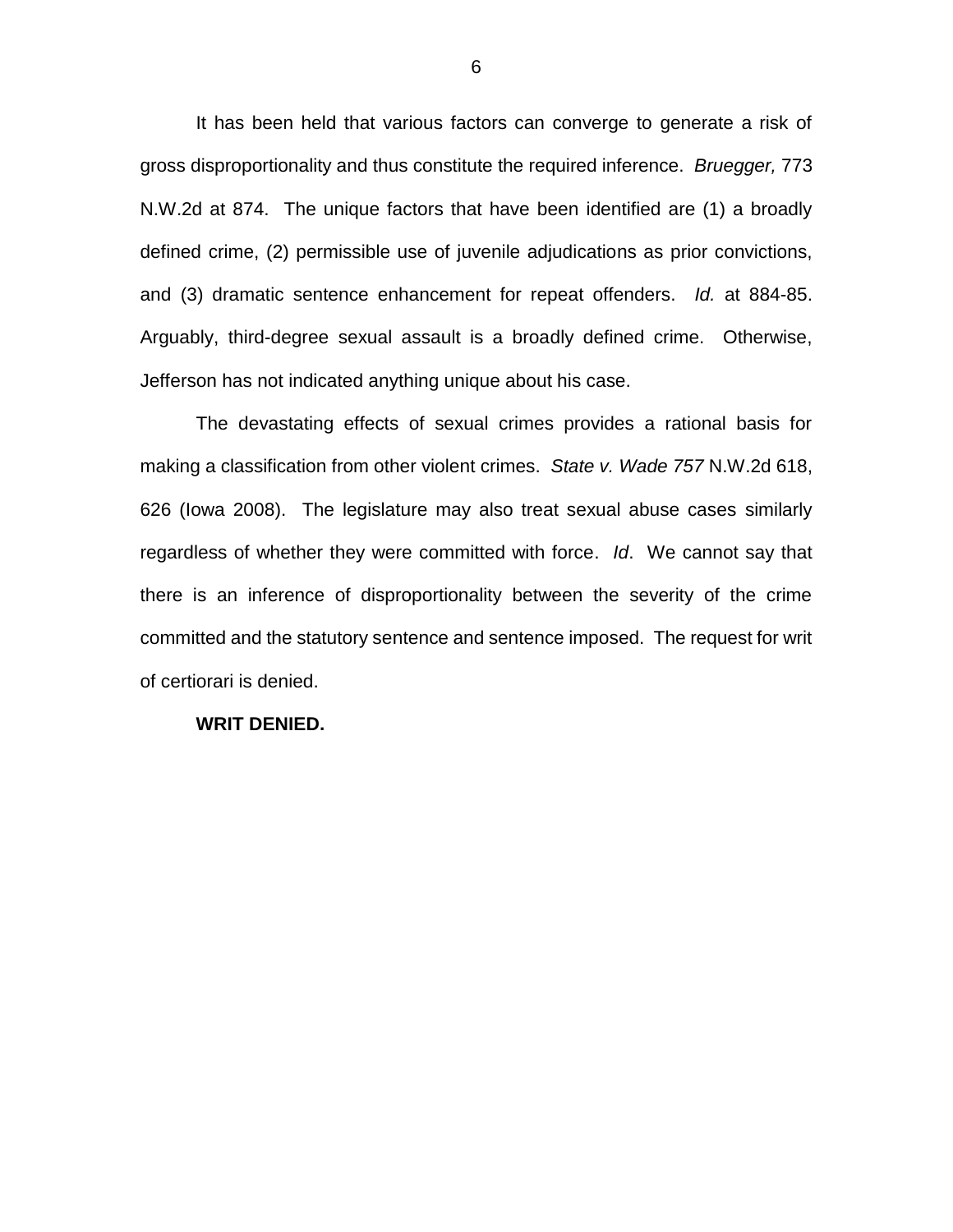It has been held that various factors can converge to generate a risk of gross disproportionality and thus constitute the required inference. *Bruegger,* 773 N.W.2d at 874. The unique factors that have been identified are (1) a broadly defined crime, (2) permissible use of juvenile adjudications as prior convictions, and (3) dramatic sentence enhancement for repeat offenders. *Id.* at 884-85. Arguably, third-degree sexual assault is a broadly defined crime. Otherwise, Jefferson has not indicated anything unique about his case.

The devastating effects of sexual crimes provides a rational basis for making a classification from other violent crimes. *State v. Wade 757* N.W.2d 618, 626 (Iowa 2008). The legislature may also treat sexual abuse cases similarly regardless of whether they were committed with force. *Id*. We cannot say that there is an inference of disproportionality between the severity of the crime committed and the statutory sentence and sentence imposed. The request for writ of certiorari is denied.

**WRIT DENIED.**